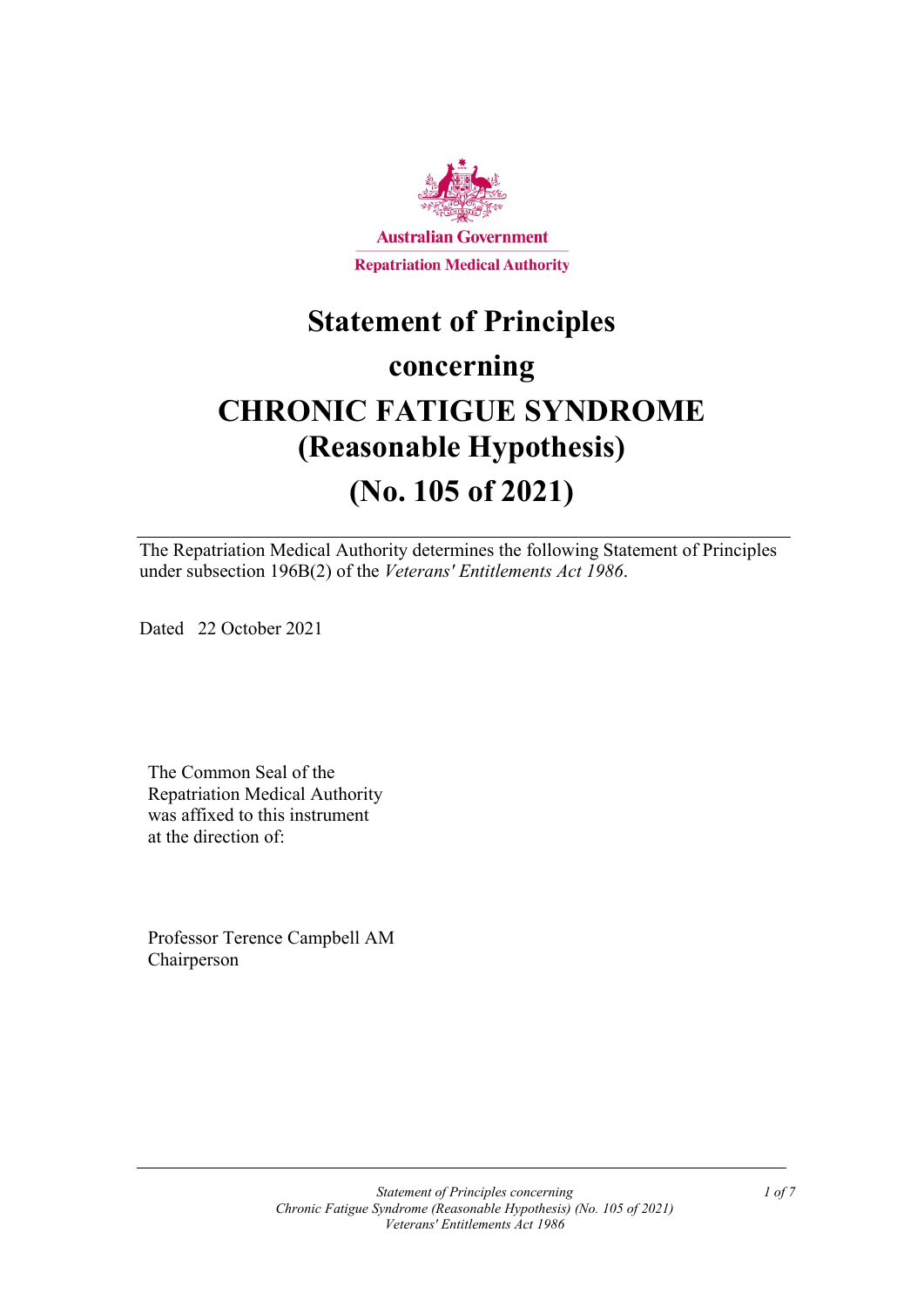Australian Government

Repatriation Medical Authority

# Statement of Principles concerning CHRONIC FATIGUE SYNDROME (Reasonable Hypothesis) (No. 105 of 2021)

The Repatriation Medical Authority determines the following Statement of Principles under subsection 196B(2) of the *Veterans' Entitlements Act 1986*.

Dated 22 October 2021

The Common Seal of the Repatriation Medical Authority was affixed to this instrument at the direction of:

Professor Terence Campbell AM
Chairperson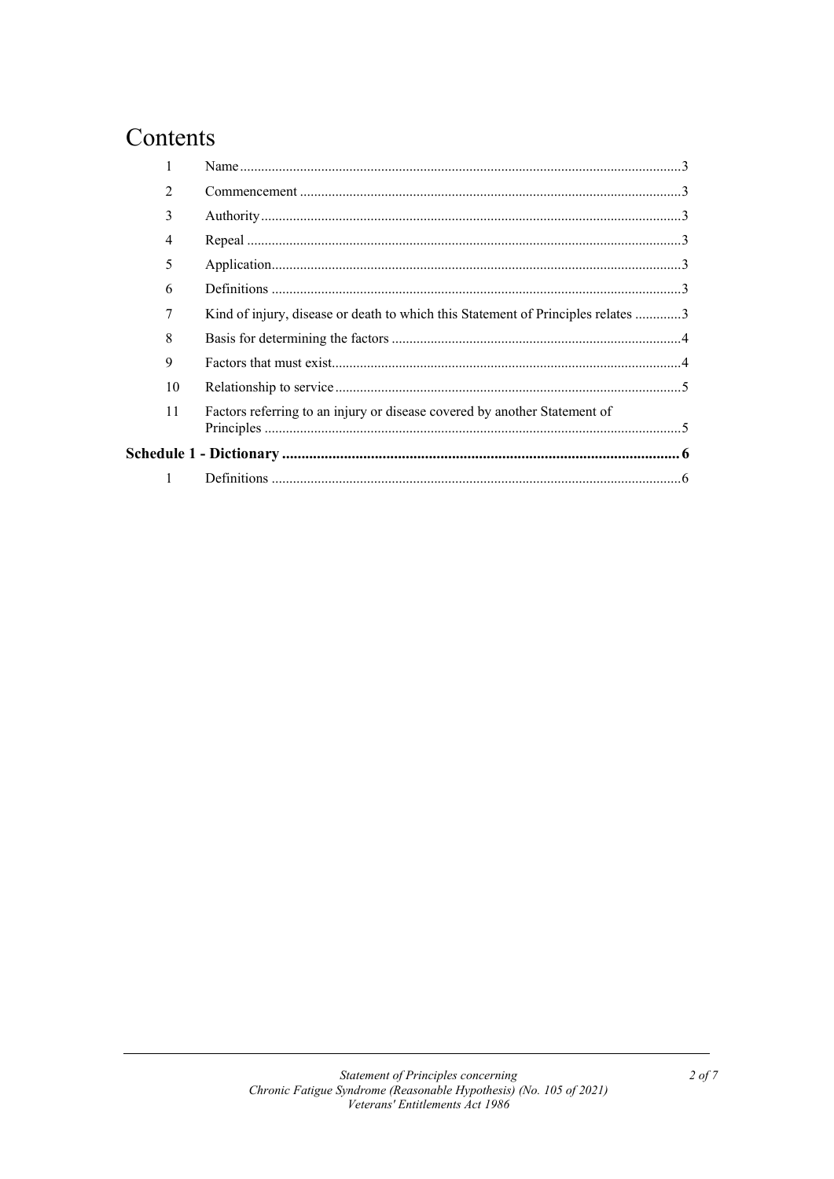# Contents

| | | |
|---|---|---|
| 1 | Name | 3 |
| 2 | Commencement | 3 |
| 3 | Authority | 3 |
| 4 | Repeal | 3 |
| 5 | Application | 3 |
| 6 | Definitions | 3 |
| 7 | Kind of injury, disease or death to which this Statement of Principles relates | 3 |
| 8 | Basis for determining the factors | 4 |
| 9 | Factors that must exist | 4 |
| 10 | Relationship to service | 5 |
| 11 | Factors referring to an injury or disease covered by another Statement of Principles | 5 |
| **Schedule 1 - Dictionary** | | **6** |
| 1 | Definitions | 6 |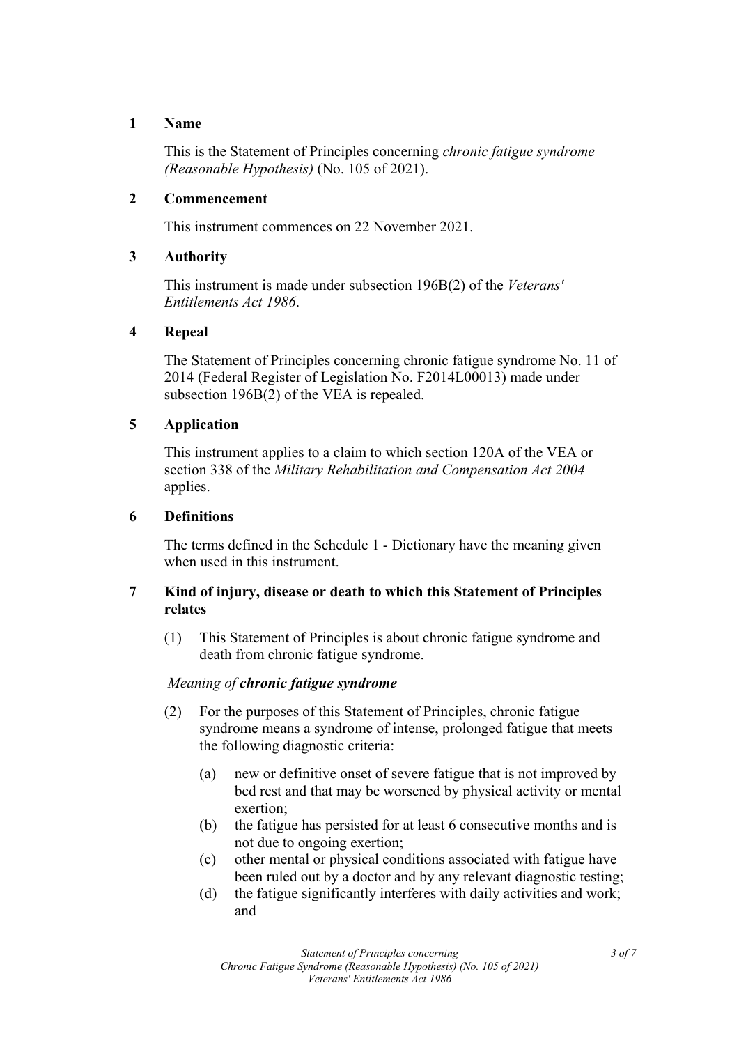## 1 Name

This is the Statement of Principles concerning *chronic fatigue syndrome (Reasonable Hypothesis)* (No. 105 of 2021).

## 2 Commencement

This instrument commences on 22 November 2021.

## 3 Authority

This instrument is made under subsection 196B(2) of the *Veterans' Entitlements Act 1986*.

## 4 Repeal

The Statement of Principles concerning chronic fatigue syndrome No. 11 of 2014 (Federal Register of Legislation No. F2014L00013) made under subsection 196B(2) of the VEA is repealed.

## 5 Application

This instrument applies to a claim to which section 120A of the VEA or section 338 of the *Military Rehabilitation and Compensation Act 2004* applies.

## 6 Definitions

The terms defined in the Schedule 1 - Dictionary have the meaning given when used in this instrument.

## 7 Kind of injury, disease or death to which this Statement of Principles relates

(1) This Statement of Principles is about chronic fatigue syndrome and death from chronic fatigue syndrome.

*Meaning of **chronic fatigue syndrome***

(2) For the purposes of this Statement of Principles, chronic fatigue syndrome means a syndrome of intense, prolonged fatigue that meets the following diagnostic criteria:

- (a) new or definitive onset of severe fatigue that is not improved by bed rest and that may be worsened by physical activity or mental exertion;
- (b) the fatigue has persisted for at least 6 consecutive months and is not due to ongoing exertion;
- (c) other mental or physical conditions associated with fatigue have been ruled out by a doctor and by any relevant diagnostic testing;
- (d) the fatigue significantly interferes with daily activities and work; and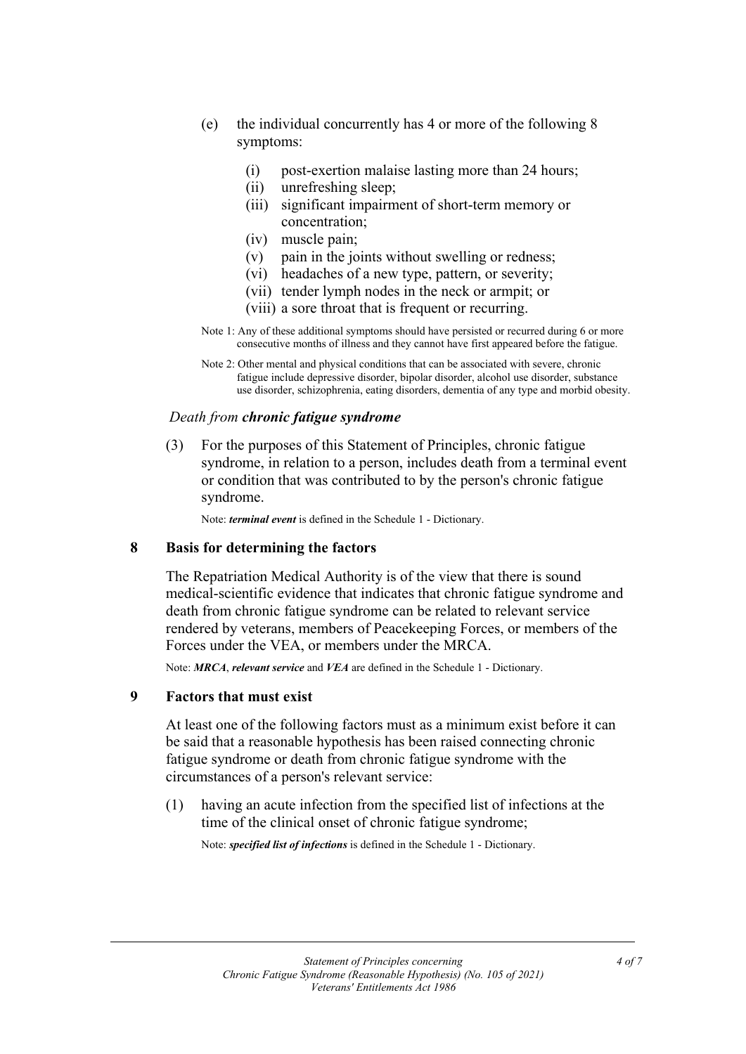(e) the individual concurrently has 4 or more of the following 8 symptoms:

   (i) post-exertion malaise lasting more than 24 hours;
   (ii) unrefreshing sleep;
   (iii) significant impairment of short-term memory or concentration;
   (iv) muscle pain;
   (v) pain in the joints without swelling or redness;
   (vi) headaches of a new type, pattern, or severity;
   (vii) tender lymph nodes in the neck or armpit; or
   (viii) a sore throat that is frequent or recurring.

Note 1: Any of these additional symptoms should have persisted or recurred during 6 or more consecutive months of illness and they cannot have first appeared before the fatigue.

Note 2: Other mental and physical conditions that can be associated with severe, chronic fatigue include depressive disorder, bipolar disorder, alcohol use disorder, substance use disorder, schizophrenia, eating disorders, dementia of any type and morbid obesity.

*Death from **chronic fatigue syndrome***

(3) For the purposes of this Statement of Principles, chronic fatigue syndrome, in relation to a person, includes death from a terminal event or condition that was contributed to by the person's chronic fatigue syndrome.

Note: ***terminal event*** is defined in the Schedule 1 - Dictionary.

## 8 Basis for determining the factors

The Repatriation Medical Authority is of the view that there is sound medical-scientific evidence that indicates that chronic fatigue syndrome and death from chronic fatigue syndrome can be related to relevant service rendered by veterans, members of Peacekeeping Forces, or members of the Forces under the VEA, or members under the MRCA.

Note: ***MRCA***, ***relevant service*** and ***VEA*** are defined in the Schedule 1 - Dictionary.

## 9 Factors that must exist

At least one of the following factors must as a minimum exist before it can be said that a reasonable hypothesis has been raised connecting chronic fatigue syndrome or death from chronic fatigue syndrome with the circumstances of a person's relevant service:

(1) having an acute infection from the specified list of infections at the time of the clinical onset of chronic fatigue syndrome;

Note: ***specified list of infections*** is defined in the Schedule 1 - Dictionary.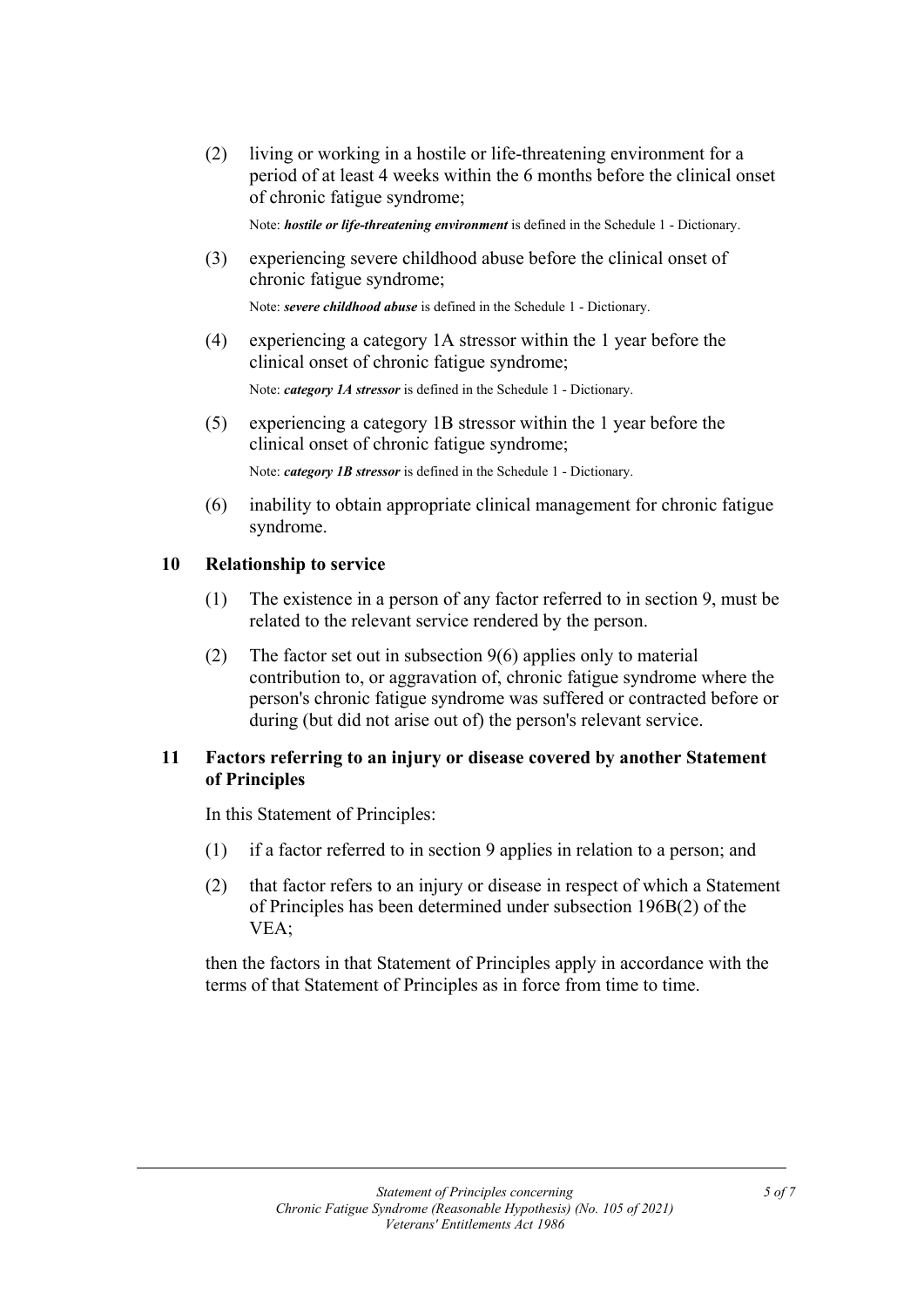(2) living or working in a hostile or life-threatening environment for a period of at least 4 weeks within the 6 months before the clinical onset of chronic fatigue syndrome;

Note: ***hostile or life-threatening environment*** is defined in the Schedule 1 - Dictionary.

(3) experiencing severe childhood abuse before the clinical onset of chronic fatigue syndrome;

Note: ***severe childhood abuse*** is defined in the Schedule 1 - Dictionary.

(4) experiencing a category 1A stressor within the 1 year before the clinical onset of chronic fatigue syndrome;

Note: ***category 1A stressor*** is defined in the Schedule 1 - Dictionary.

(5) experiencing a category 1B stressor within the 1 year before the clinical onset of chronic fatigue syndrome;

Note: ***category 1B stressor*** is defined in the Schedule 1 - Dictionary.

(6) inability to obtain appropriate clinical management for chronic fatigue syndrome.

## 10 Relationship to service

(1) The existence in a person of any factor referred to in section 9, must be related to the relevant service rendered by the person.

(2) The factor set out in subsection 9(6) applies only to material contribution to, or aggravation of, chronic fatigue syndrome where the person's chronic fatigue syndrome was suffered or contracted before or during (but did not arise out of) the person's relevant service.

## 11 Factors referring to an injury or disease covered by another Statement of Principles

In this Statement of Principles:

(1) if a factor referred to in section 9 applies in relation to a person; and

(2) that factor refers to an injury or disease in respect of which a Statement of Principles has been determined under subsection 196B(2) of the VEA;

then the factors in that Statement of Principles apply in accordance with the terms of that Statement of Principles as in force from time to time.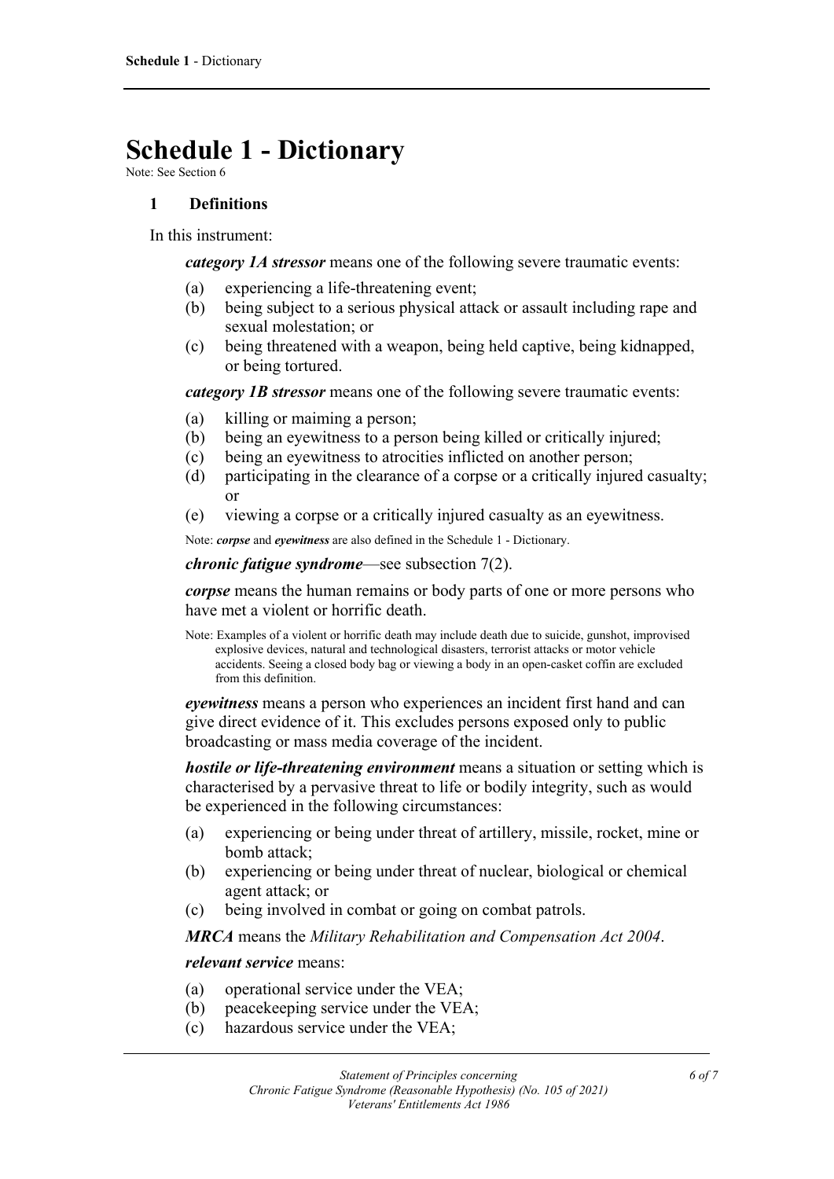# Schedule 1 - Dictionary

Note: See Section 6

## 1 Definitions

In this instrument:

***category 1A stressor*** means one of the following severe traumatic events:

(a) experiencing a life-threatening event;

(b) being subject to a serious physical attack or assault including rape and sexual molestation; or

(c) being threatened with a weapon, being held captive, being kidnapped, or being tortured.

***category 1B stressor*** means one of the following severe traumatic events:

(a) killing or maiming a person;

(b) being an eyewitness to a person being killed or critically injured;

(c) being an eyewitness to atrocities inflicted on another person;

(d) participating in the clearance of a corpse or a critically injured casualty; or

(e) viewing a corpse or a critically injured casualty as an eyewitness.

Note: ***corpse*** and ***eyewitness*** are also defined in the Schedule 1 - Dictionary.

***chronic fatigue syndrome***—see subsection 7(2).

***corpse*** means the human remains or body parts of one or more persons who have met a violent or horrific death.

Note: Examples of a violent or horrific death may include death due to suicide, gunshot, improvised explosive devices, natural and technological disasters, terrorist attacks or motor vehicle accidents. Seeing a closed body bag or viewing a body in an open-casket coffin are excluded from this definition.

***eyewitness*** means a person who experiences an incident first hand and can give direct evidence of it. This excludes persons exposed only to public broadcasting or mass media coverage of the incident.

***hostile or life-threatening environment*** means a situation or setting which is characterised by a pervasive threat to life or bodily integrity, such as would be experienced in the following circumstances:

(a) experiencing or being under threat of artillery, missile, rocket, mine or bomb attack;

(b) experiencing or being under threat of nuclear, biological or chemical agent attack; or

(c) being involved in combat or going on combat patrols.

***MRCA*** means the *Military Rehabilitation and Compensation Act 2004*.

***relevant service*** means:

(a) operational service under the VEA;

(b) peacekeeping service under the VEA;

(c) hazardous service under the VEA;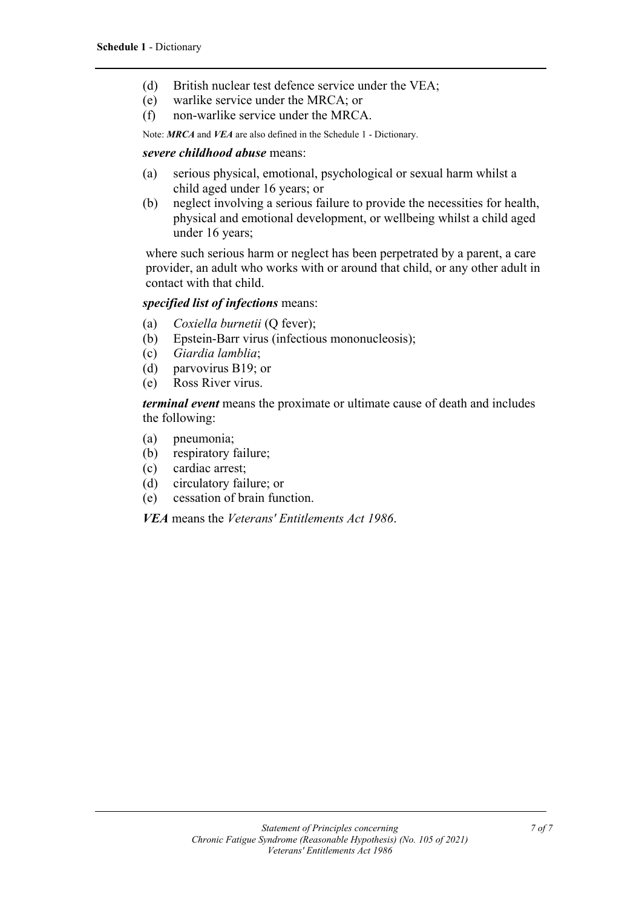(d) British nuclear test defence service under the VEA;
(e) warlike service under the MRCA; or
(f) non-warlike service under the MRCA.

Note: ***MRCA*** and ***VEA*** are also defined in the Schedule 1 - Dictionary.

***severe childhood abuse*** means:

(a) serious physical, emotional, psychological or sexual harm whilst a child aged under 16 years; or
(b) neglect involving a serious failure to provide the necessities for health, physical and emotional development, or wellbeing whilst a child aged under 16 years;

where such serious harm or neglect has been perpetrated by a parent, a care provider, an adult who works with or around that child, or any other adult in contact with that child.

***specified list of infections*** means:

(a) *Coxiella burnetii* (Q fever);
(b) Epstein-Barr virus (infectious mononucleosis);
(c) *Giardia lamblia*;
(d) parvovirus B19; or
(e) Ross River virus.

***terminal event*** means the proximate or ultimate cause of death and includes the following:

(a) pneumonia;
(b) respiratory failure;
(c) cardiac arrest;
(d) circulatory failure; or
(e) cessation of brain function.

***VEA*** means the *Veterans' Entitlements Act 1986*.